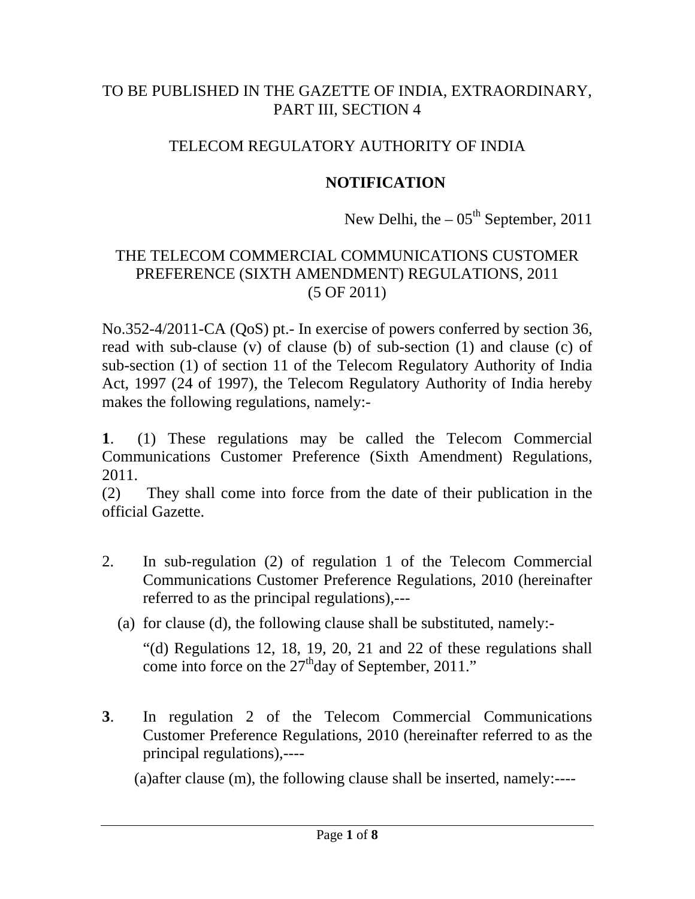TO BE PUBLISHED IN THE GAZETTE OF INDIA, EXTRAORDINARY, PART III, SECTION 4

TELECOM REGULATORY AUTHORITY OF INDIA

**NOTIFICATION**

New Delhi, the – 05th September, 2011

THE TELECOM COMMERCIAL COMMUNICATIONS CUSTOMER PREFERENCE (SIXTH AMENDMENT) REGULATIONS, 2011
(5 OF 2011)

No.352-4/2011-CA (QoS) pt.- In exercise of powers conferred by section 36, read with sub-clause (v) of clause (b) of sub-section (1) and clause (c) of sub-section (1) of section 11 of the Telecom Regulatory Authority of India Act, 1997 (24 of 1997), the Telecom Regulatory Authority of India hereby makes the following regulations, namely:-

**1**. (1) These regulations may be called the Telecom Commercial Communications Customer Preference (Sixth Amendment) Regulations, 2011.

(2) They shall come into force from the date of their publication in the official Gazette.

2. In sub-regulation (2) of regulation 1 of the Telecom Commercial Communications Customer Preference Regulations, 2010 (hereinafter referred to as the principal regulations),---

   (a) for clause (d), the following clause shall be substituted, namely:-

   "(d) Regulations 12, 18, 19, 20, 21 and 22 of these regulations shall come into force on the 27th day of September, 2011."

**3**. In regulation 2 of the Telecom Commercial Communications Customer Preference Regulations, 2010 (hereinafter referred to as the principal regulations),----

   (a) after clause (m), the following clause shall be inserted, namely:----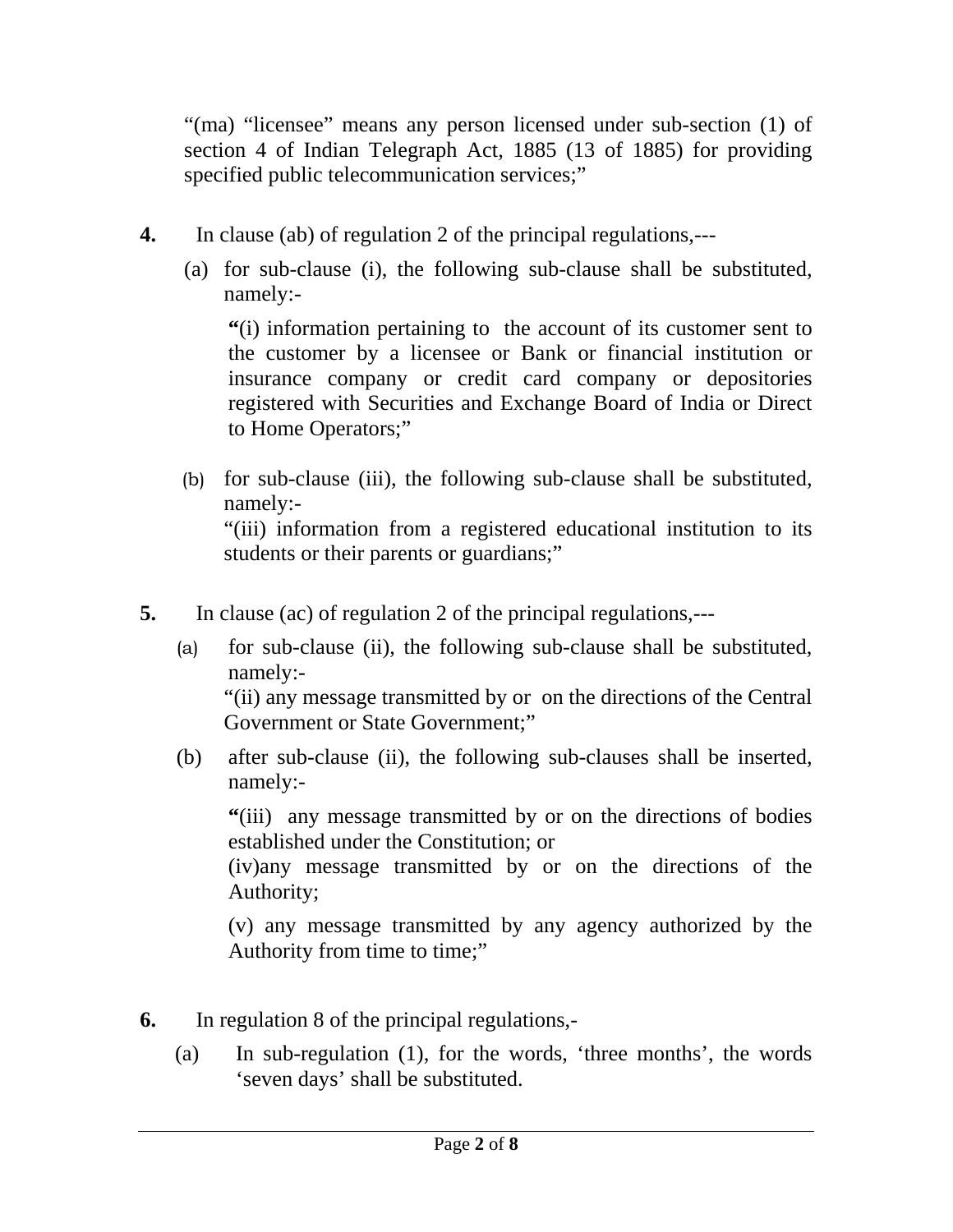“(ma) “licensee” means any person licensed under sub-section (1) of section 4 of Indian Telegraph Act, 1885 (13 of 1885) for providing specified public telecommunication services;”

**4.** In clause (ab) of regulation 2 of the principal regulations,---

(a) for sub-clause (i), the following sub-clause shall be substituted, namely:-

> **“**(i) information pertaining to the account of its customer sent to the customer by a licensee or Bank or financial institution or insurance company or credit card company or depositories registered with Securities and Exchange Board of India or Direct to Home Operators;”

(b) for sub-clause (iii), the following sub-clause shall be substituted, namely:-

> “(iii) information from a registered educational institution to its students or their parents or guardians;”

**5.** In clause (ac) of regulation 2 of the principal regulations,---

(a) for sub-clause (ii), the following sub-clause shall be substituted, namely:-

> “(ii) any message transmitted by or on the directions of the Central Government or State Government;”

(b) after sub-clause (ii), the following sub-clauses shall be inserted, namely:-

> **“**(iii) any message transmitted by or on the directions of bodies established under the Constitution; or
>
> (iv)any message transmitted by or on the directions of the Authority;
>
> (v) any message transmitted by any agency authorized by the Authority from time to time;”

**6.** In regulation 8 of the principal regulations,-

(a) In sub-regulation (1), for the words, ‘three months’, the words ‘seven days’ shall be substituted.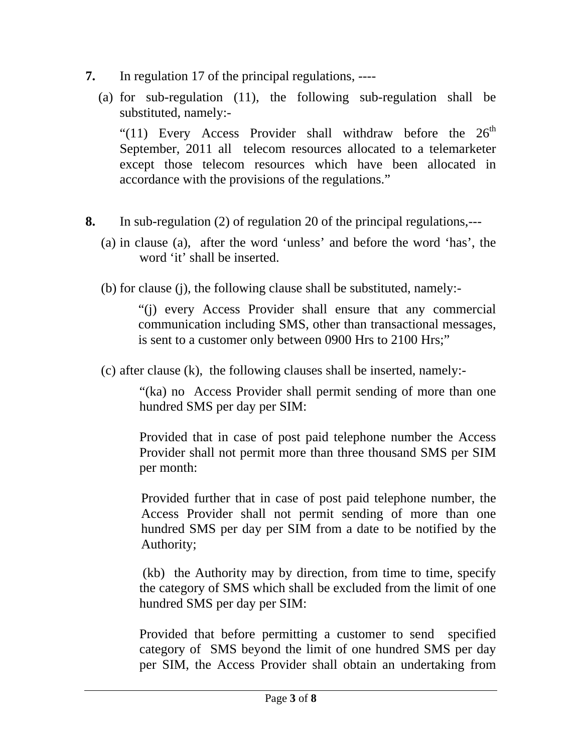**7.** In regulation 17 of the principal regulations, ----

(a) for sub-regulation (11), the following sub-regulation shall be substituted, namely:-

"(11) Every Access Provider shall withdraw before the 26th September, 2011 all telecom resources allocated to a telemarketer except those telecom resources which have been allocated in accordance with the provisions of the regulations."

**8.** In sub-regulation (2) of regulation 20 of the principal regulations,---

(a) in clause (a), after the word 'unless' and before the word 'has', the word 'it' shall be inserted.

(b) for clause (j), the following clause shall be substituted, namely:-

"(j) every Access Provider shall ensure that any commercial communication including SMS, other than transactional messages, is sent to a customer only between 0900 Hrs to 2100 Hrs;"

(c) after clause (k), the following clauses shall be inserted, namely:-

"(ka) no Access Provider shall permit sending of more than one hundred SMS per day per SIM:

Provided that in case of post paid telephone number the Access Provider shall not permit more than three thousand SMS per SIM per month:

Provided further that in case of post paid telephone number, the Access Provider shall not permit sending of more than one hundred SMS per day per SIM from a date to be notified by the Authority;

(kb) the Authority may by direction, from time to time, specify the category of SMS which shall be excluded from the limit of one hundred SMS per day per SIM:

Provided that before permitting a customer to send specified category of SMS beyond the limit of one hundred SMS per day per SIM, the Access Provider shall obtain an undertaking from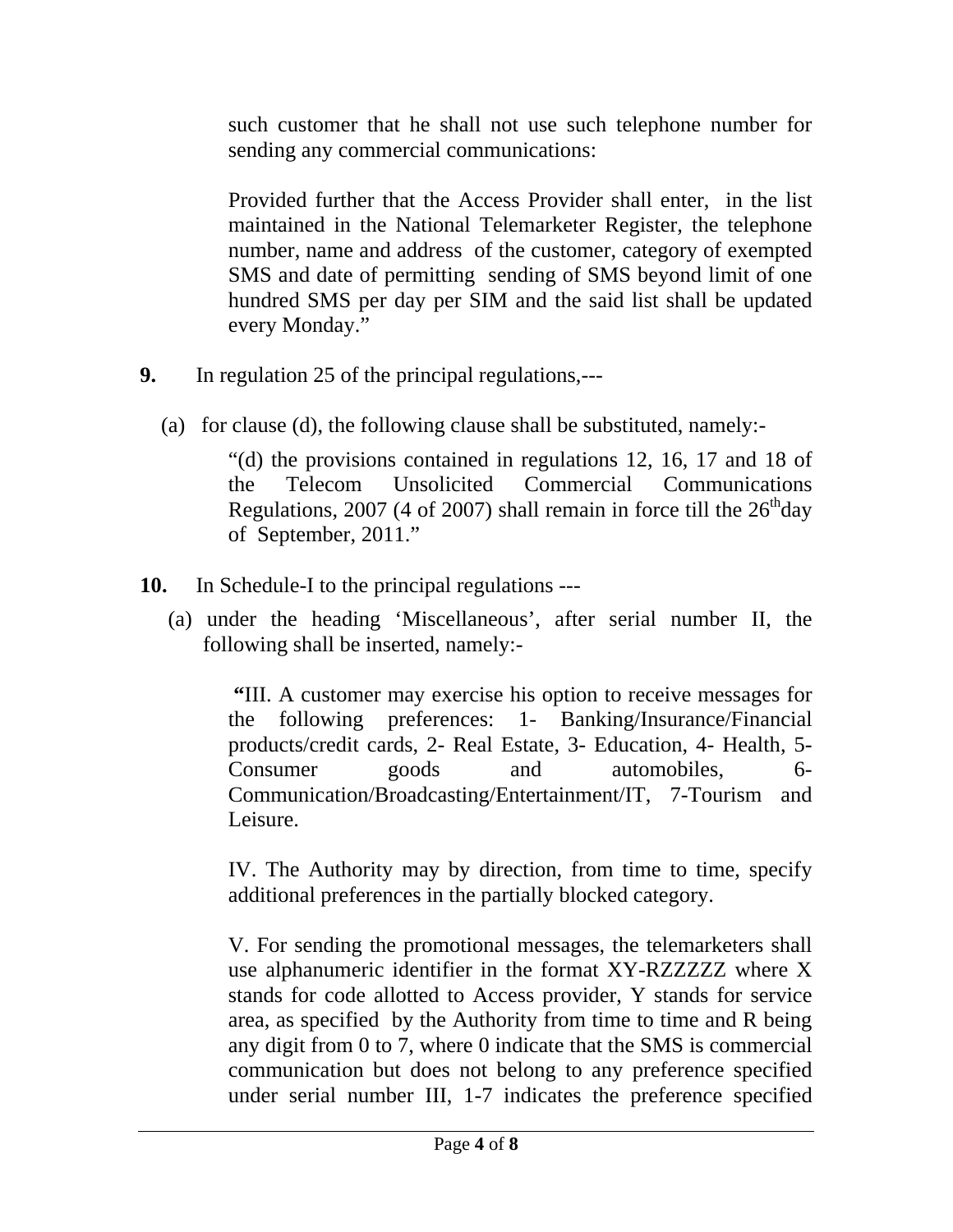such customer that he shall not use such telephone number for sending any commercial communications:

Provided further that the Access Provider shall enter, in the list maintained in the National Telemarketer Register, the telephone number, name and address of the customer, category of exempted SMS and date of permitting sending of SMS beyond limit of one hundred SMS per day per SIM and the said list shall be updated every Monday."

**9.** In regulation 25 of the principal regulations,---

(a) for clause (d), the following clause shall be substituted, namely:-

"(d) the provisions contained in regulations 12, 16, 17 and 18 of the Telecom Unsolicited Commercial Communications Regulations, 2007 (4 of 2007) shall remain in force till the 26th day of September, 2011."

**10.** In Schedule-I to the principal regulations ---

(a) under the heading 'Miscellaneous', after serial number II, the following shall be inserted, namely:-

**"**III. A customer may exercise his option to receive messages for the following preferences: 1- Banking/Insurance/Financial products/credit cards, 2- Real Estate, 3- Education, 4- Health, 5- Consumer goods and automobiles, 6- Communication/Broadcasting/Entertainment/IT, 7-Tourism and Leisure.

IV. The Authority may by direction, from time to time, specify additional preferences in the partially blocked category.

V. For sending the promotional messages, the telemarketers shall use alphanumeric identifier in the format XY-RZZZZZ where X stands for code allotted to Access provider, Y stands for service area, as specified by the Authority from time to time and R being any digit from 0 to 7, where 0 indicate that the SMS is commercial communication but does not belong to any preference specified under serial number III, 1-7 indicates the preference specified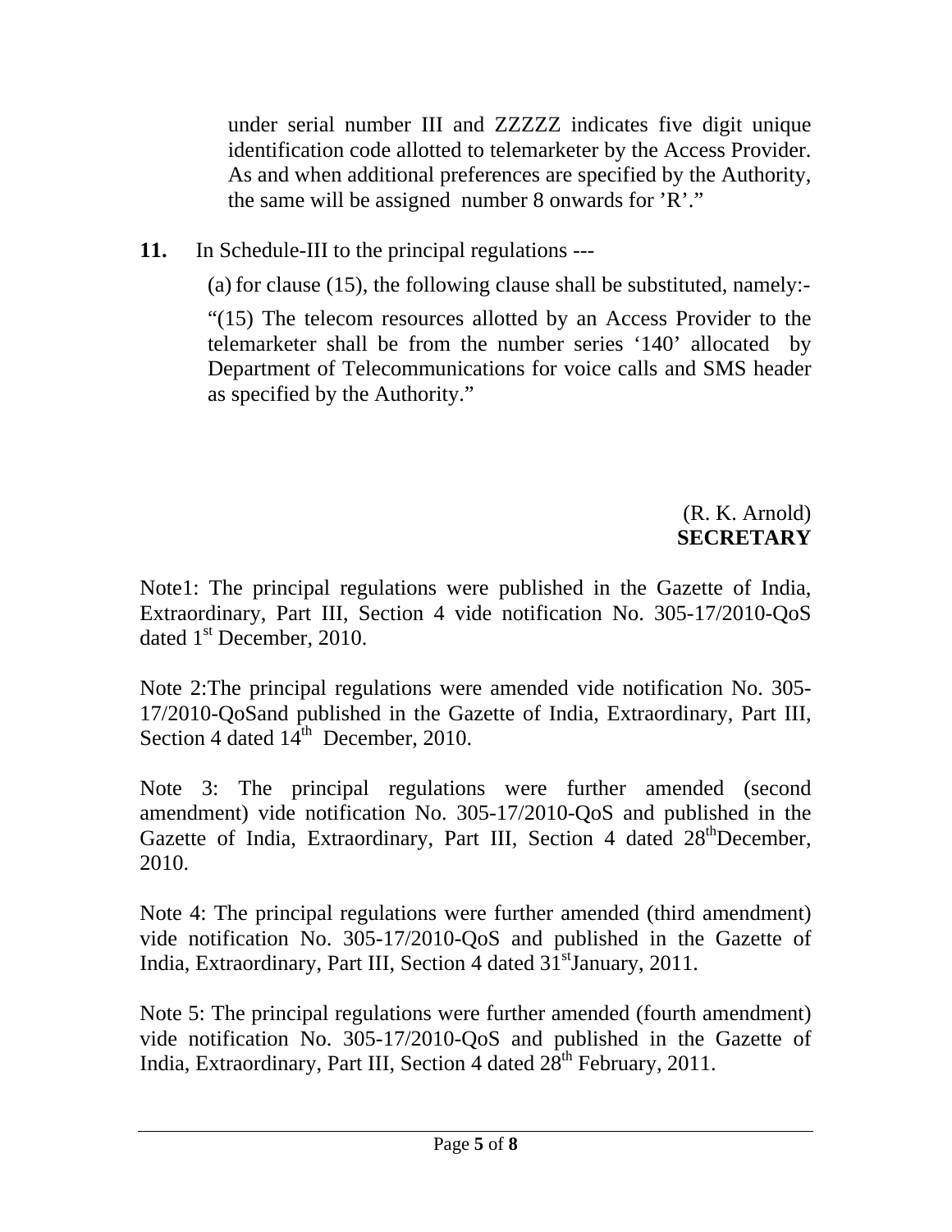under serial number III and ZZZZZ indicates five digit unique identification code allotted to telemarketer by the Access Provider. As and when additional preferences are specified by the Authority, the same will be assigned number 8 onwards for 'R'."

**11.** In Schedule-III to the principal regulations ---

(a) for clause (15), the following clause shall be substituted, namely:-

"(15) The telecom resources allotted by an Access Provider to the telemarketer shall be from the number series '140' allocated by Department of Telecommunications for voice calls and SMS header as specified by the Authority."

(R. K. Arnold)
**SECRETARY**

Note1: The principal regulations were published in the Gazette of India, Extraordinary, Part III, Section 4 vide notification No. 305-17/2010-QoS dated 1st December, 2010.

Note 2:The principal regulations were amended vide notification No. 305-17/2010-QoSand published in the Gazette of India, Extraordinary, Part III, Section 4 dated 14th December, 2010.

Note 3: The principal regulations were further amended (second amendment) vide notification No. 305-17/2010-QoS and published in the Gazette of India, Extraordinary, Part III, Section 4 dated 28thDecember, 2010.

Note 4: The principal regulations were further amended (third amendment) vide notification No. 305-17/2010-QoS and published in the Gazette of India, Extraordinary, Part III, Section 4 dated 31stJanuary, 2011.

Note 5: The principal regulations were further amended (fourth amendment) vide notification No. 305-17/2010-QoS and published in the Gazette of India, Extraordinary, Part III, Section 4 dated 28th February, 2011.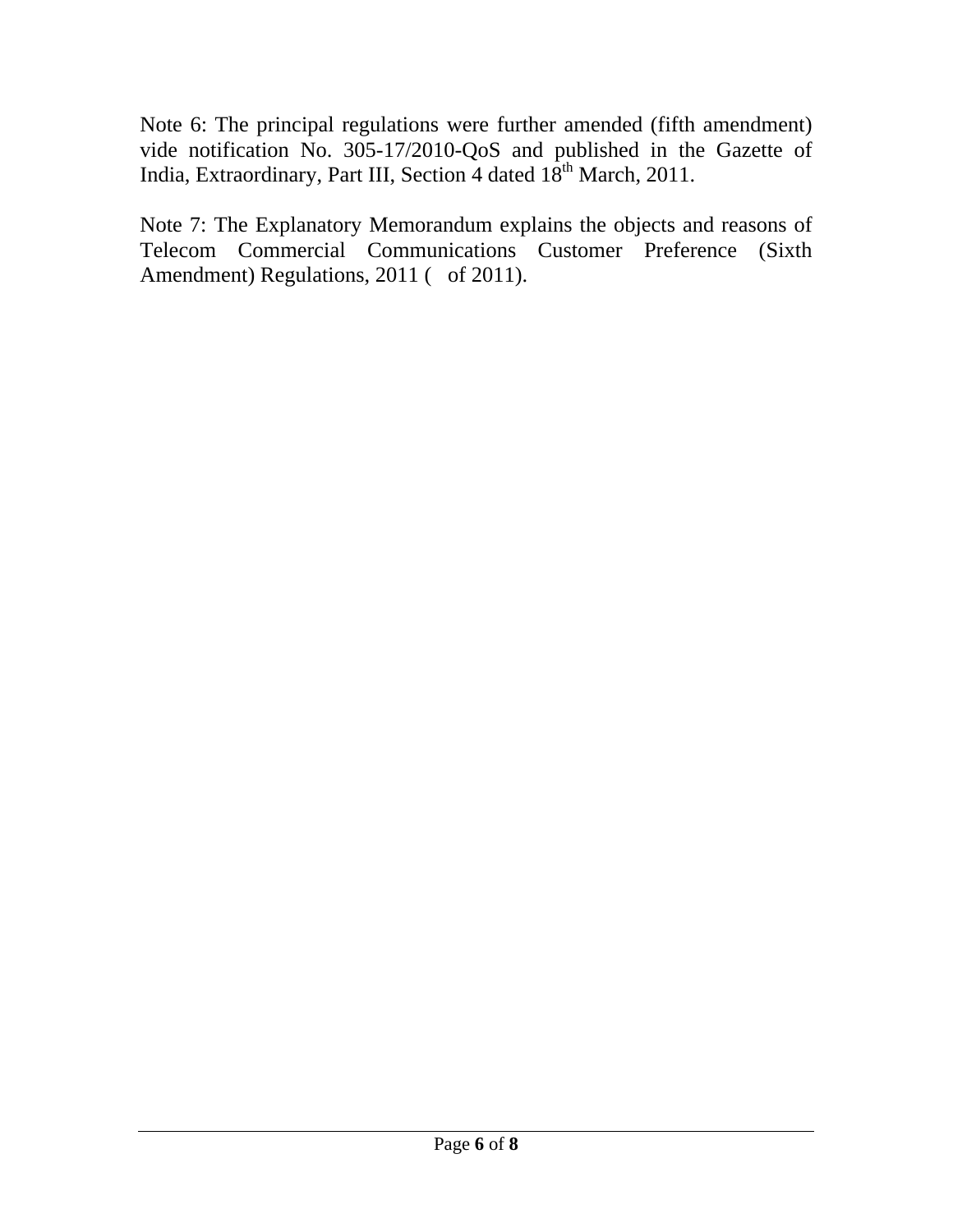Note 6: The principal regulations were further amended (fifth amendment) vide notification No. 305-17/2010-QoS and published in the Gazette of India, Extraordinary, Part III, Section 4 dated 18th March, 2011.

Note 7: The Explanatory Memorandum explains the objects and reasons of Telecom Commercial Communications Customer Preference (Sixth Amendment) Regulations, 2011 (   of 2011).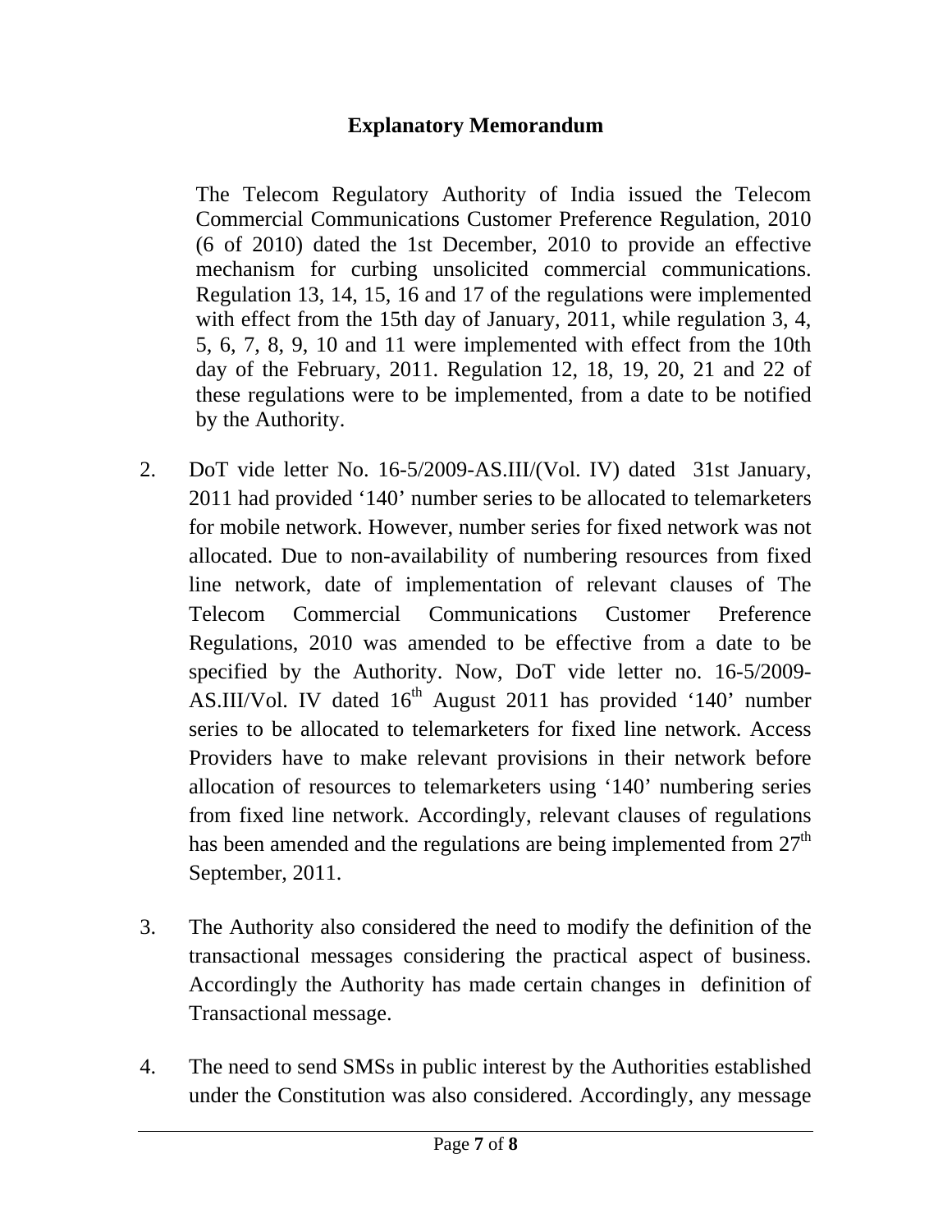## Explanatory Memorandum

The Telecom Regulatory Authority of India issued the Telecom Commercial Communications Customer Preference Regulation, 2010 (6 of 2010) dated the 1st December, 2010 to provide an effective mechanism for curbing unsolicited commercial communications. Regulation 13, 14, 15, 16 and 17 of the regulations were implemented with effect from the 15th day of January, 2011, while regulation 3, 4, 5, 6, 7, 8, 9, 10 and 11 were implemented with effect from the 10th day of the February, 2011. Regulation 12, 18, 19, 20, 21 and 22 of these regulations were to be implemented, from a date to be notified by the Authority.

2. DoT vide letter No. 16-5/2009-AS.III/(Vol. IV) dated 31st January, 2011 had provided '140' number series to be allocated to telemarketers for mobile network. However, number series for fixed network was not allocated. Due to non-availability of numbering resources from fixed line network, date of implementation of relevant clauses of The Telecom Commercial Communications Customer Preference Regulations, 2010 was amended to be effective from a date to be specified by the Authority. Now, DoT vide letter no. 16-5/2009-AS.III/Vol. IV dated 16th August 2011 has provided '140' number series to be allocated to telemarketers for fixed line network. Access Providers have to make relevant provisions in their network before allocation of resources to telemarketers using '140' numbering series from fixed line network. Accordingly, relevant clauses of regulations has been amended and the regulations are being implemented from 27th September, 2011.

3. The Authority also considered the need to modify the definition of the transactional messages considering the practical aspect of business. Accordingly the Authority has made certain changes in definition of Transactional message.

4. The need to send SMSs in public interest by the Authorities established under the Constitution was also considered. Accordingly, any message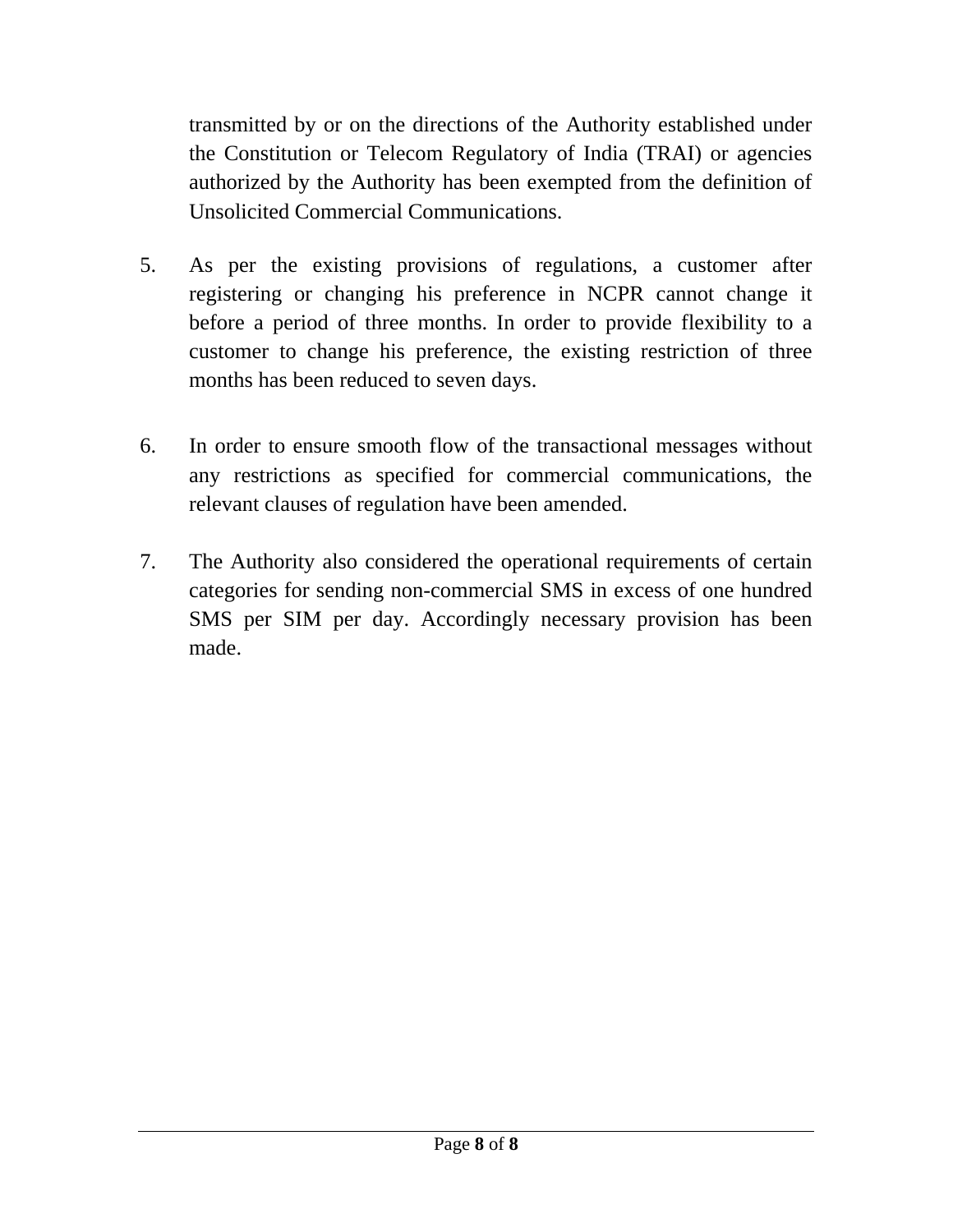transmitted by or on the directions of the Authority established under the Constitution or Telecom Regulatory of India (TRAI) or agencies authorized by the Authority has been exempted from the definition of Unsolicited Commercial Communications.

5. As per the existing provisions of regulations, a customer after registering or changing his preference in NCPR cannot change it before a period of three months. In order to provide flexibility to a customer to change his preference, the existing restriction of three months has been reduced to seven days.

6. In order to ensure smooth flow of the transactional messages without any restrictions as specified for commercial communications, the relevant clauses of regulation have been amended.

7. The Authority also considered the operational requirements of certain categories for sending non-commercial SMS in excess of one hundred SMS per SIM per day. Accordingly necessary provision has been made.